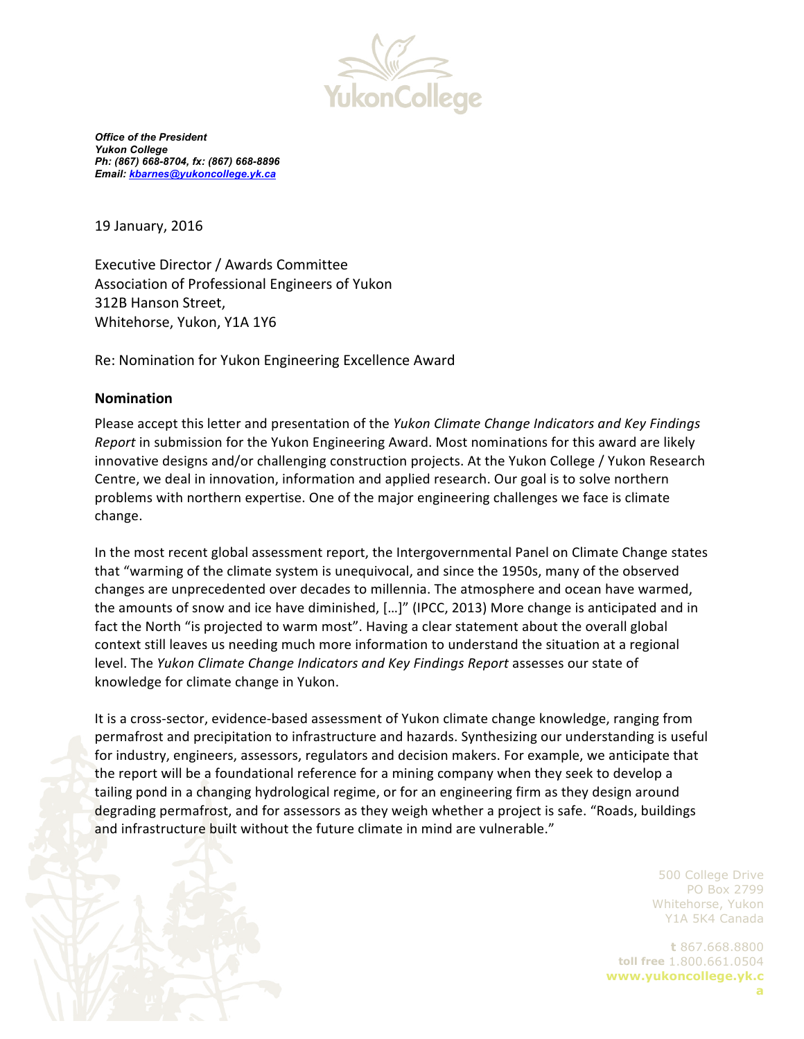YukonCollege

***Office of the President***
***Yukon College***
***Ph: (867) 668-8704, fx: (867) 668-8896***
***Email: kbarnes@yukoncollege.yk.ca***

19 January, 2016

Executive Director / Awards Committee
Association of Professional Engineers of Yukon
312B Hanson Street,
Whitehorse, Yukon, Y1A 1Y6

Re: Nomination for Yukon Engineering Excellence Award

## Nomination

Please accept this letter and presentation of the *Yukon Climate Change Indicators and Key Findings Report* in submission for the Yukon Engineering Award. Most nominations for this award are likely innovative designs and/or challenging construction projects. At the Yukon College / Yukon Research Centre, we deal in innovation, information and applied research. Our goal is to solve northern problems with northern expertise. One of the major engineering challenges we face is climate change.

In the most recent global assessment report, the Intergovernmental Panel on Climate Change states that "warming of the climate system is unequivocal, and since the 1950s, many of the observed changes are unprecedented over decades to millennia. The atmosphere and ocean have warmed, the amounts of snow and ice have diminished, […]" (IPCC, 2013) More change is anticipated and in fact the North "is projected to warm most". Having a clear statement about the overall global context still leaves us needing much more information to understand the situation at a regional level. The *Yukon Climate Change Indicators and Key Findings Report* assesses our state of knowledge for climate change in Yukon.

It is a cross-sector, evidence-based assessment of Yukon climate change knowledge, ranging from permafrost and precipitation to infrastructure and hazards. Synthesizing our understanding is useful for industry, engineers, assessors, regulators and decision makers. For example, we anticipate that the report will be a foundational reference for a mining company when they seek to develop a tailing pond in a changing hydrological regime, or for an engineering firm as they design around degrading permafrost, and for assessors as they weigh whether a project is safe. "Roads, buildings and infrastructure built without the future climate in mind are vulnerable."

500 College Drive
PO Box 2799
Whitehorse, Yukon
Y1A 5K4 Canada

**t** 867.668.8800
**toll free** 1.800.661.0504
**www.yukoncollege.yk.ca**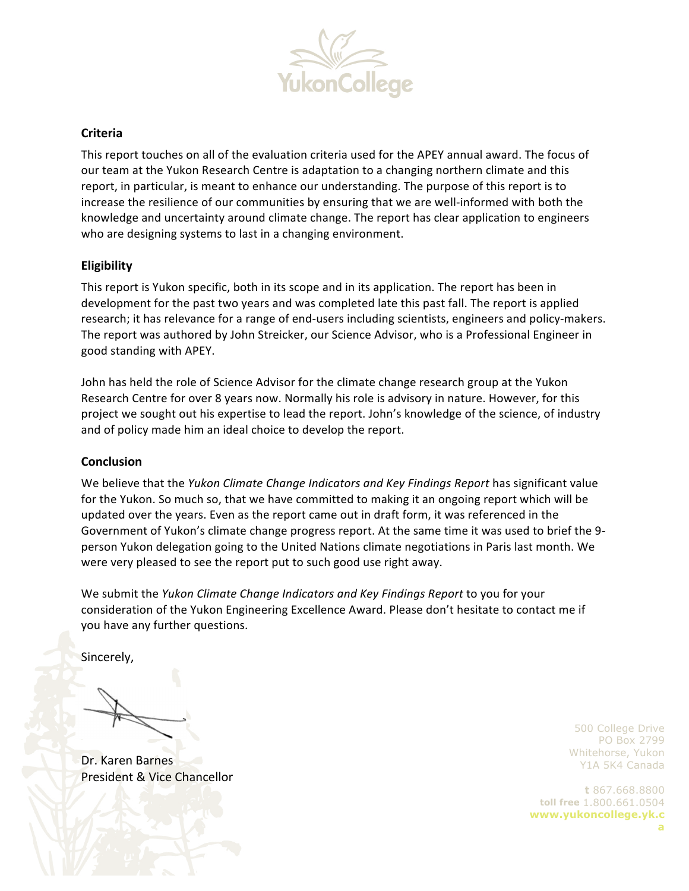### Criteria

This report touches on all of the evaluation criteria used for the APEY annual award. The focus of our team at the Yukon Research Centre is adaptation to a changing northern climate and this report, in particular, is meant to enhance our understanding. The purpose of this report is to increase the resilience of our communities by ensuring that we are well-informed with both the knowledge and uncertainty around climate change. The report has clear application to engineers who are designing systems to last in a changing environment.

### Eligibility

This report is Yukon specific, both in its scope and in its application. The report has been in development for the past two years and was completed late this past fall. The report is applied research; it has relevance for a range of end-users including scientists, engineers and policy-makers. The report was authored by John Streicker, our Science Advisor, who is a Professional Engineer in good standing with APEY.

John has held the role of Science Advisor for the climate change research group at the Yukon Research Centre for over 8 years now. Normally his role is advisory in nature. However, for this project we sought out his expertise to lead the report. John's knowledge of the science, of industry and of policy made him an ideal choice to develop the report.

### Conclusion

We believe that the *Yukon Climate Change Indicators and Key Findings Report* has significant value for the Yukon. So much so, that we have committed to making it an ongoing report which will be updated over the years. Even as the report came out in draft form, it was referenced in the Government of Yukon's climate change progress report. At the same time it was used to brief the 9-person Yukon delegation going to the United Nations climate negotiations in Paris last month. We were very pleased to see the report put to such good use right away.

We submit the *Yukon Climate Change Indicators and Key Findings Report* to you for your consideration of the Yukon Engineering Excellence Award. Please don't hesitate to contact me if you have any further questions.

Sincerely,

Dr. Karen Barnes
President & Vice Chancellor

500 College Drive
PO Box 2799
Whitehorse, Yukon
Y1A 5K4 Canada

**t** 867.668.8800
**toll free** 1.800.661.0504
**www.yukoncollege.yk.ca**